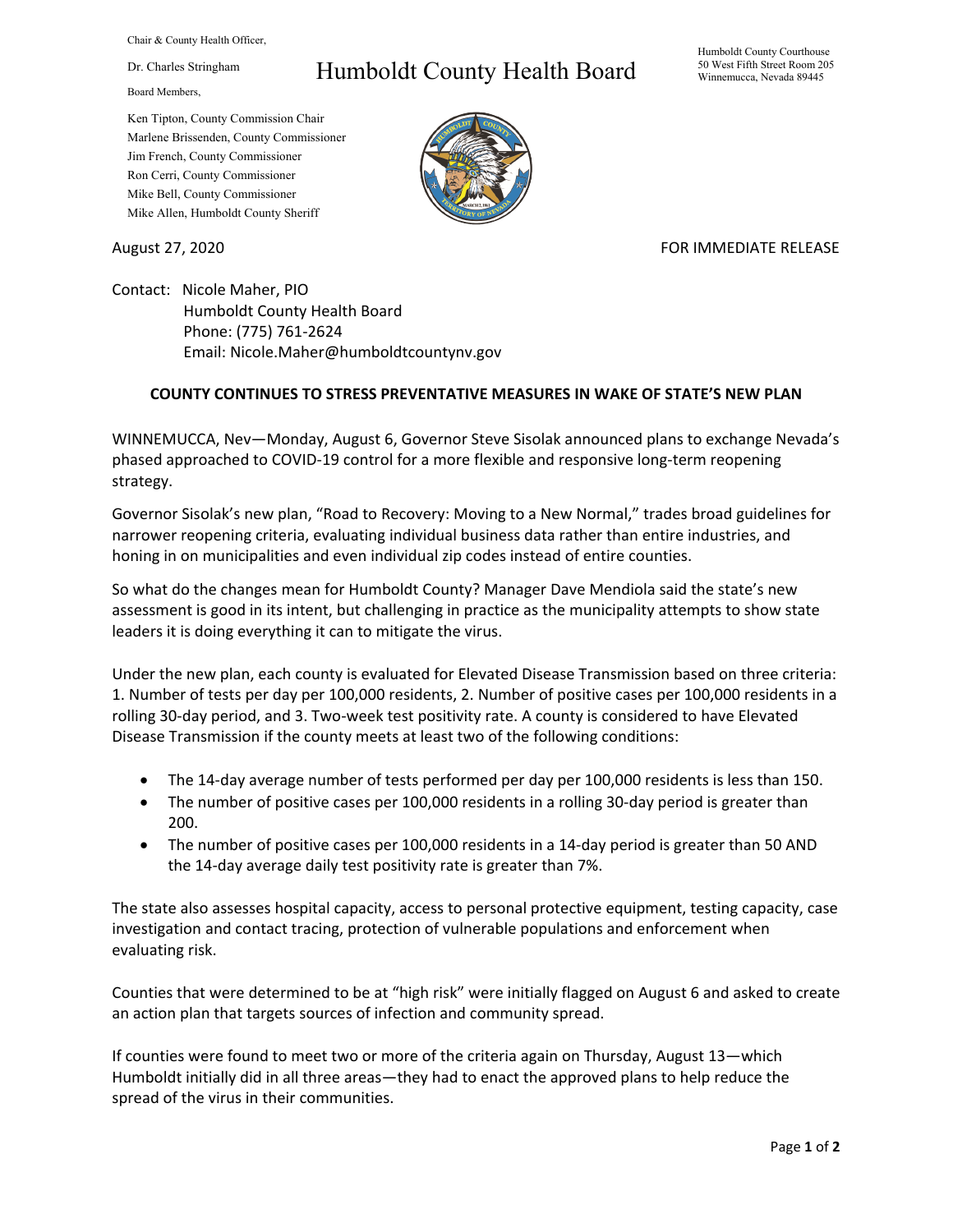Chair & County Health Officer,

Dr. Charles Stringham

# Humboldt County Health Board

Humboldt County Courthouse
50 West Fifth Street Room 205
Winnemucca, Nevada 89445

Board Members,

Ken Tipton, County Commission Chair
Marlene Brissenden, County Commissioner
Jim French, County Commissioner
Ron Cerri, County Commissioner
Mike Bell, County Commissioner
Mike Allen, Humboldt County Sheriff

August 27, 2020

FOR IMMEDIATE RELEASE

Contact: Nicole Maher, PIO
Humboldt County Health Board
Phone: (775) 761-2624
Email: Nicole.Maher@humboldtcountynv.gov

**COUNTY CONTINUES TO STRESS PREVENTATIVE MEASURES IN WAKE OF STATE'S NEW PLAN**

WINNEMUCCA, Nev—Monday, August 6, Governor Steve Sisolak announced plans to exchange Nevada's phased approached to COVID-19 control for a more flexible and responsive long-term reopening strategy.

Governor Sisolak's new plan, "Road to Recovery: Moving to a New Normal," trades broad guidelines for narrower reopening criteria, evaluating individual business data rather than entire industries, and honing in on municipalities and even individual zip codes instead of entire counties.

So what do the changes mean for Humboldt County? Manager Dave Mendiola said the state's new assessment is good in its intent, but challenging in practice as the municipality attempts to show state leaders it is doing everything it can to mitigate the virus.

Under the new plan, each county is evaluated for Elevated Disease Transmission based on three criteria: 1. Number of tests per day per 100,000 residents, 2. Number of positive cases per 100,000 residents in a rolling 30-day period, and 3. Two-week test positivity rate. A county is considered to have Elevated Disease Transmission if the county meets at least two of the following conditions:

- The 14-day average number of tests performed per day per 100,000 residents is less than 150.
- The number of positive cases per 100,000 residents in a rolling 30-day period is greater than 200.
- The number of positive cases per 100,000 residents in a 14-day period is greater than 50 AND the 14-day average daily test positivity rate is greater than 7%.

The state also assesses hospital capacity, access to personal protective equipment, testing capacity, case investigation and contact tracing, protection of vulnerable populations and enforcement when evaluating risk.

Counties that were determined to be at "high risk" were initially flagged on August 6 and asked to create an action plan that targets sources of infection and community spread.

If counties were found to meet two or more of the criteria again on Thursday, August 13—which Humboldt initially did in all three areas—they had to enact the approved plans to help reduce the spread of the virus in their communities.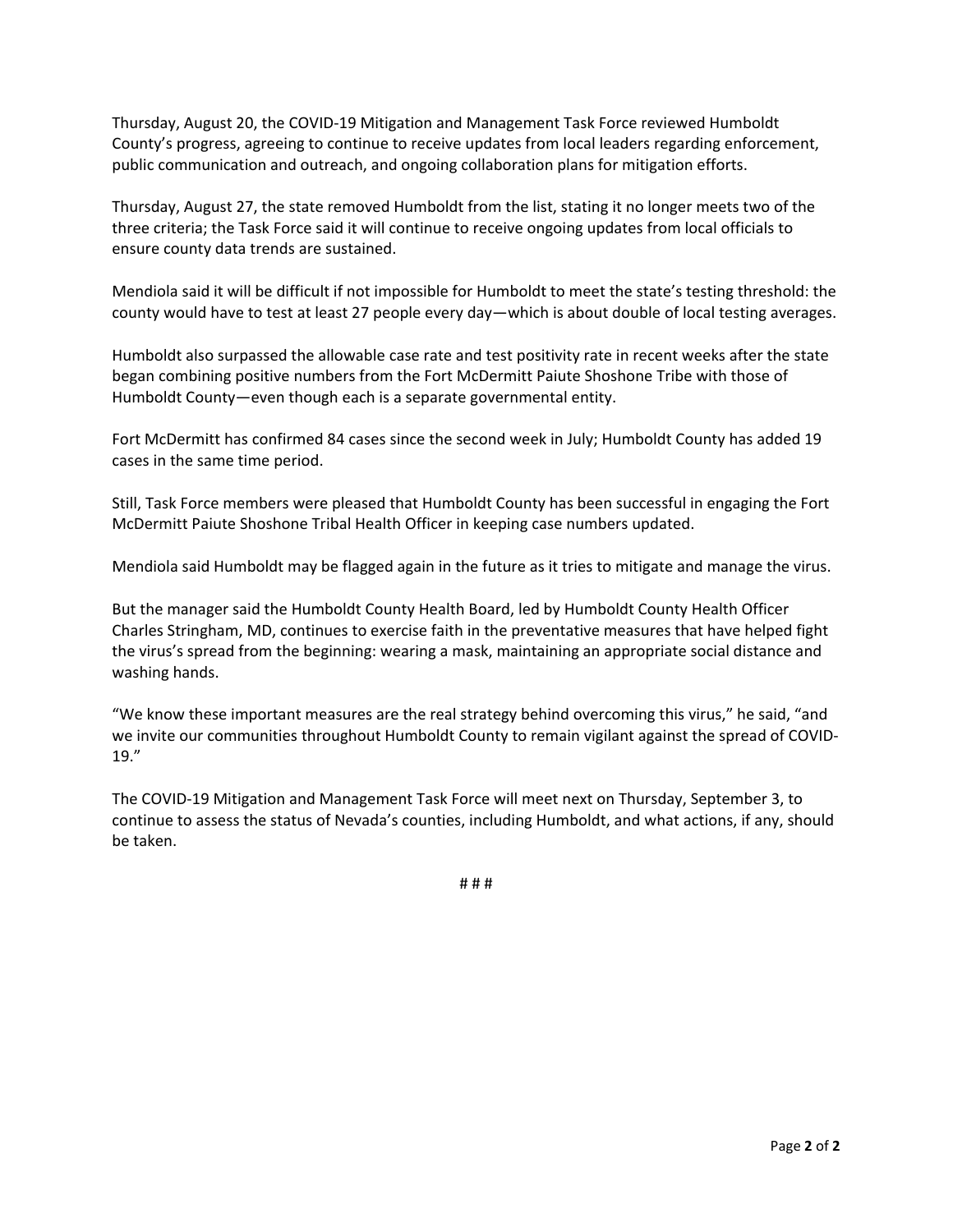Thursday, August 20, the COVID-19 Mitigation and Management Task Force reviewed Humboldt County's progress, agreeing to continue to receive updates from local leaders regarding enforcement, public communication and outreach, and ongoing collaboration plans for mitigation efforts.

Thursday, August 27, the state removed Humboldt from the list, stating it no longer meets two of the three criteria; the Task Force said it will continue to receive ongoing updates from local officials to ensure county data trends are sustained.

Mendiola said it will be difficult if not impossible for Humboldt to meet the state's testing threshold: the county would have to test at least 27 people every day—which is about double of local testing averages.

Humboldt also surpassed the allowable case rate and test positivity rate in recent weeks after the state began combining positive numbers from the Fort McDermitt Paiute Shoshone Tribe with those of Humboldt County—even though each is a separate governmental entity.

Fort McDermitt has confirmed 84 cases since the second week in July; Humboldt County has added 19 cases in the same time period.

Still, Task Force members were pleased that Humboldt County has been successful in engaging the Fort McDermitt Paiute Shoshone Tribal Health Officer in keeping case numbers updated.

Mendiola said Humboldt may be flagged again in the future as it tries to mitigate and manage the virus.

But the manager said the Humboldt County Health Board, led by Humboldt County Health Officer Charles Stringham, MD, continues to exercise faith in the preventative measures that have helped fight the virus's spread from the beginning: wearing a mask, maintaining an appropriate social distance and washing hands.

"We know these important measures are the real strategy behind overcoming this virus," he said, "and we invite our communities throughout Humboldt County to remain vigilant against the spread of COVID-19."

The COVID-19 Mitigation and Management Task Force will meet next on Thursday, September 3, to continue to assess the status of Nevada's counties, including Humboldt, and what actions, if any, should be taken.

# # #